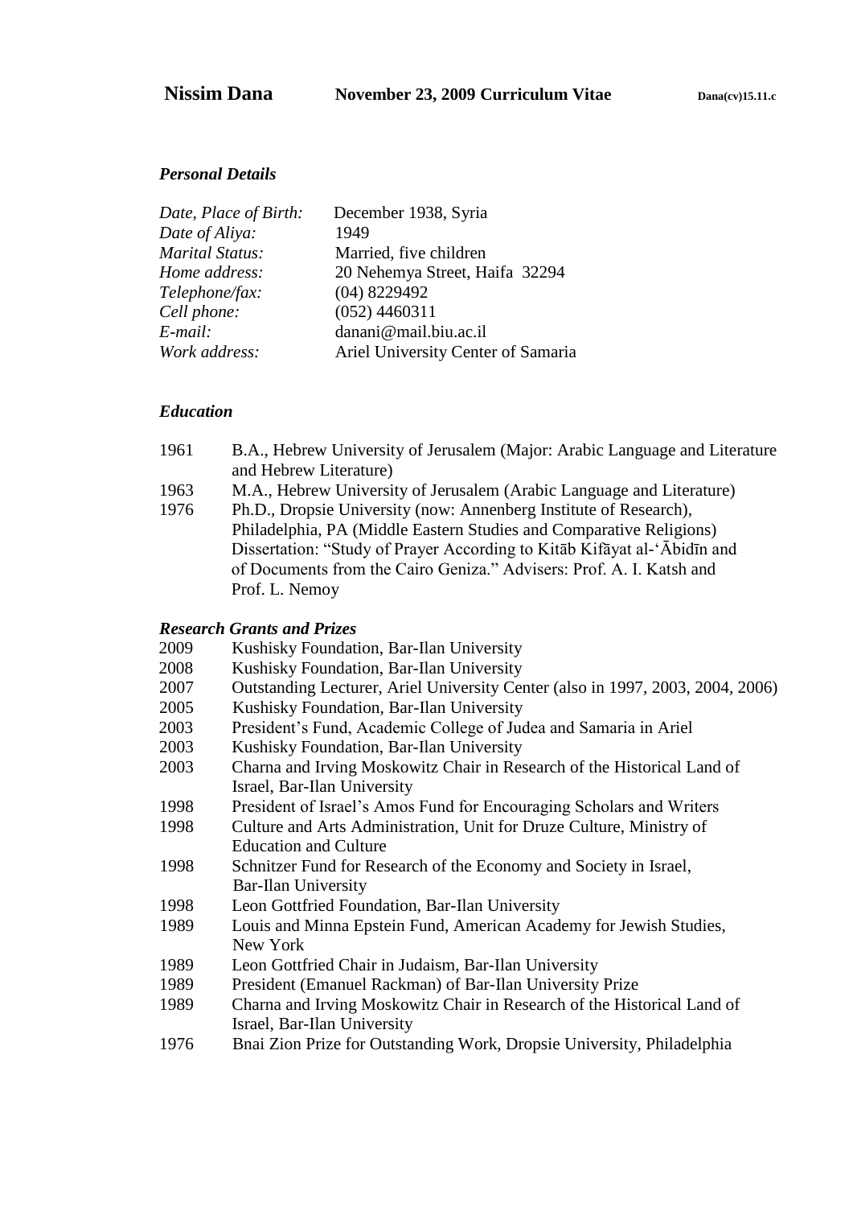**Nissim Dana** **November 23, 2009 Curriculum Vitae** **Dana(cv)15.11.c**

### *Personal Details*

| | |
|---|---|
| *Date, Place of Birth:* | December 1938, Syria |
| *Date of Aliya:* | 1949 |
| *Marital Status:* | Married, five children |
| *Home address:* | 20 Nehemya Street, Haifa 32294 |
| *Telephone/fax:* | (04) 8229492 |
| *Cell phone:* | (052) 4460311 |
| *E-mail:* | danani@mail.biu.ac.il |
| *Work address:* | Ariel University Center of Samaria |

### *Education*

1961 B.A., Hebrew University of Jerusalem (Major: Arabic Language and Literature and Hebrew Literature)

1963 M.A., Hebrew University of Jerusalem (Arabic Language and Literature)

1976 Ph.D., Dropsie University (now: Annenberg Institute of Research), Philadelphia, PA (Middle Eastern Studies and Comparative Religions) Dissertation: "Study of Prayer According to Kitāb Kifāyat al-ʻĀbidīn and of Documents from the Cairo Geniza." Advisers: Prof. A. I. Katsh and Prof. L. Nemoy

### *Research Grants and Prizes*

2009 Kushisky Foundation, Bar-Ilan University

2008 Kushisky Foundation, Bar-Ilan University

2007 Outstanding Lecturer, Ariel University Center (also in 1997, 2003, 2004, 2006)

2005 Kushisky Foundation, Bar-Ilan University

2003 President's Fund, Academic College of Judea and Samaria in Ariel

2003 Kushisky Foundation, Bar-Ilan University

2003 Charna and Irving Moskowitz Chair in Research of the Historical Land of Israel, Bar-Ilan University

1998 President of Israel's Amos Fund for Encouraging Scholars and Writers

1998 Culture and Arts Administration, Unit for Druze Culture, Ministry of Education and Culture

1998 Schnitzer Fund for Research of the Economy and Society in Israel, Bar-Ilan University

1998 Leon Gottfried Foundation, Bar-Ilan University

1989 Louis and Minna Epstein Fund, American Academy for Jewish Studies, New York

1989 Leon Gottfried Chair in Judaism, Bar-Ilan University

1989 President (Emanuel Rackman) of Bar-Ilan University Prize

1989 Charna and Irving Moskowitz Chair in Research of the Historical Land of Israel, Bar-Ilan University

1976 Bnai Zion Prize for Outstanding Work, Dropsie University, Philadelphia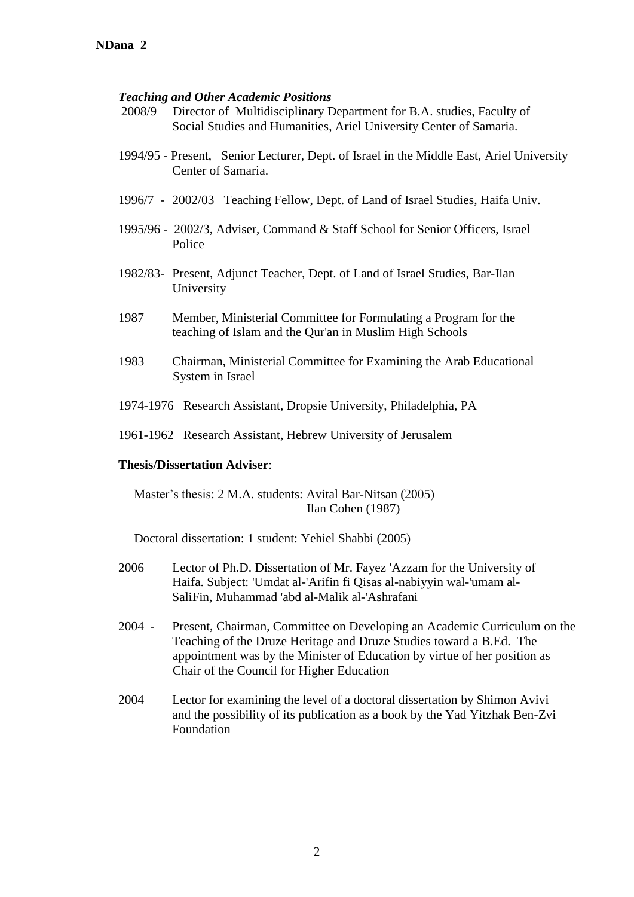### *Teaching and Other Academic Positions*

2008/9 Director of Multidisciplinary Department for B.A. studies, Faculty of Social Studies and Humanities, Ariel University Center of Samaria.

1994/95 - Present, Senior Lecturer, Dept. of Israel in the Middle East, Ariel University Center of Samaria.

1996/7 - 2002/03 Teaching Fellow, Dept. of Land of Israel Studies, Haifa Univ.

1995/96 - 2002/3, Adviser, Command & Staff School for Senior Officers, Israel Police

1982/83- Present, Adjunct Teacher, Dept. of Land of Israel Studies, Bar-Ilan University

1987 Member, Ministerial Committee for Formulating a Program for the teaching of Islam and the Qur'an in Muslim High Schools

1983 Chairman, Ministerial Committee for Examining the Arab Educational System in Israel

1974-1976 Research Assistant, Dropsie University, Philadelphia, PA

1961-1962 Research Assistant, Hebrew University of Jerusalem

**Thesis/Dissertation Adviser**:

Master's thesis: 2 M.A. students: Avital Bar-Nitsan (2005)
Ilan Cohen (1987)

Doctoral dissertation: 1 student: Yehiel Shabbi (2005)

2006 Lector of Ph.D. Dissertation of Mr. Fayez 'Azzam for the University of Haifa. Subject: 'Umdat al-'Arifin fi Qisas al-nabiyyin wal-'umam al-SaliFin, Muhammad 'abd al-Malik al-'Ashrafani

2004 - Present, Chairman, Committee on Developing an Academic Curriculum on the Teaching of the Druze Heritage and Druze Studies toward a B.Ed. The appointment was by the Minister of Education by virtue of her position as Chair of the Council for Higher Education

2004 Lector for examining the level of a doctoral dissertation by Shimon Avivi and the possibility of its publication as a book by the Yad Yitzhak Ben-Zvi Foundation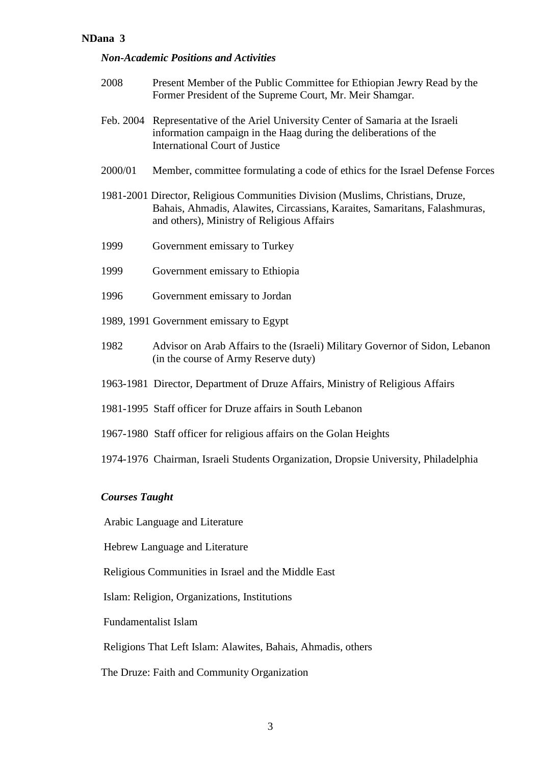### *Non-Academic Positions and Activities*

2008 Present Member of the Public Committee for Ethiopian Jewry Read by the Former President of the Supreme Court, Mr. Meir Shamgar.

Feb. 2004 Representative of the Ariel University Center of Samaria at the Israeli information campaign in the Haag during the deliberations of the International Court of Justice

2000/01 Member, committee formulating a code of ethics for the Israel Defense Forces

1981-2001 Director, Religious Communities Division (Muslims, Christians, Druze, Bahais, Ahmadis, Alawites, Circassians, Karaites, Samaritans, Falashmuras, and others), Ministry of Religious Affairs

1999 Government emissary to Turkey

1999 Government emissary to Ethiopia

1996 Government emissary to Jordan

1989, 1991 Government emissary to Egypt

1982 Advisor on Arab Affairs to the (Israeli) Military Governor of Sidon, Lebanon (in the course of Army Reserve duty)

1963-1981 Director, Department of Druze Affairs, Ministry of Religious Affairs

1981-1995 Staff officer for Druze affairs in South Lebanon

1967-1980 Staff officer for religious affairs on the Golan Heights

1974-1976 Chairman, Israeli Students Organization, Dropsie University, Philadelphia

### *Courses Taught*

Arabic Language and Literature

Hebrew Language and Literature

Religious Communities in Israel and the Middle East

Islam: Religion, Organizations, Institutions

Fundamentalist Islam

Religions That Left Islam: Alawites, Bahais, Ahmadis, others

The Druze: Faith and Community Organization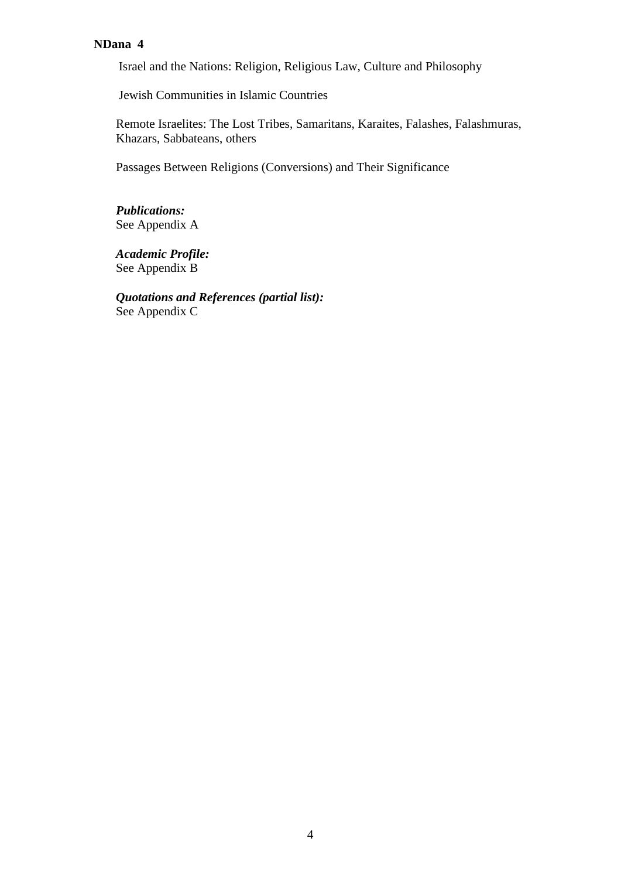Israel and the Nations: Religion, Religious Law, Culture and Philosophy

Jewish Communities in Islamic Countries

Remote Israelites: The Lost Tribes, Samaritans, Karaites, Falashes, Falashmuras, Khazars, Sabbateans, others

Passages Between Religions (Conversions) and Their Significance

***Publications:***
See Appendix A

***Academic Profile:***
See Appendix B

***Quotations and References (partial list):***
See Appendix C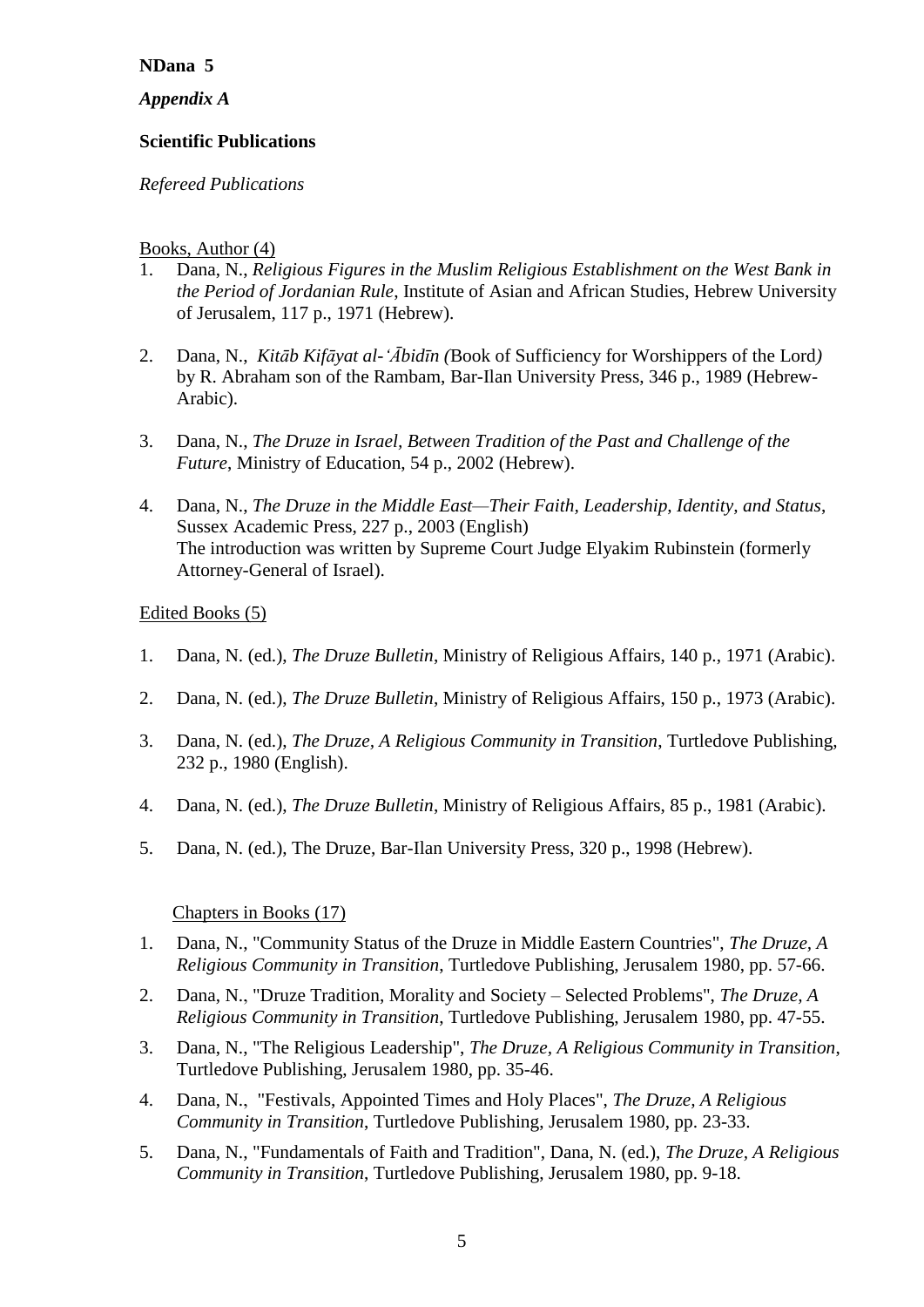*Appendix A*

**Scientific Publications**

*Refereed Publications*

Books, Author (4)

1. Dana, N., *Religious Figures in the Muslim Religious Establishment on the West Bank in the Period of Jordanian Rule*, Institute of Asian and African Studies, Hebrew University of Jerusalem, 117 p., 1971 (Hebrew).

2. Dana, N., *Kitāb Kifāyat al-ʿĀbidīn (*Book of Sufficiency for Worshippers of the Lord*)* by R. Abraham son of the Rambam, Bar-Ilan University Press, 346 p., 1989 (Hebrew-Arabic).

3. Dana, N., *The Druze in Israel, Between Tradition of the Past and Challenge of the Future*, Ministry of Education, 54 p., 2002 (Hebrew).

4. Dana, N., *The Druze in the Middle East—Their Faith, Leadership, Identity, and Status*, Sussex Academic Press, 227 p., 2003 (English)
   The introduction was written by Supreme Court Judge Elyakim Rubinstein (formerly Attorney-General of Israel).

Edited Books (5)

1. Dana, N. (ed.), *The Druze Bulletin*, Ministry of Religious Affairs, 140 p., 1971 (Arabic).

2. Dana, N. (ed.), *The Druze Bulletin*, Ministry of Religious Affairs, 150 p., 1973 (Arabic).

3. Dana, N. (ed.), *The Druze, A Religious Community in Transition*, Turtledove Publishing, 232 p., 1980 (English).

4. Dana, N. (ed.), *The Druze Bulletin*, Ministry of Religious Affairs, 85 p., 1981 (Arabic).

5. Dana, N. (ed.), The Druze, Bar-Ilan University Press, 320 p., 1998 (Hebrew).

Chapters in Books (17)

1. Dana, N., "Community Status of the Druze in Middle Eastern Countries", *The Druze, A Religious Community in Transition*, Turtledove Publishing, Jerusalem 1980, pp. 57-66.
2. Dana, N., "Druze Tradition, Morality and Society – Selected Problems", *The Druze, A Religious Community in Transition*, Turtledove Publishing, Jerusalem 1980, pp. 47-55.
3. Dana, N., "The Religious Leadership", *The Druze, A Religious Community in Transition*, Turtledove Publishing, Jerusalem 1980, pp. 35-46.
4. Dana, N., "Festivals, Appointed Times and Holy Places", *The Druze, A Religious Community in Transition*, Turtledove Publishing, Jerusalem 1980, pp. 23-33.
5. Dana, N., "Fundamentals of Faith and Tradition", Dana, N. (ed.), *The Druze, A Religious Community in Transition*, Turtledove Publishing, Jerusalem 1980, pp. 9-18.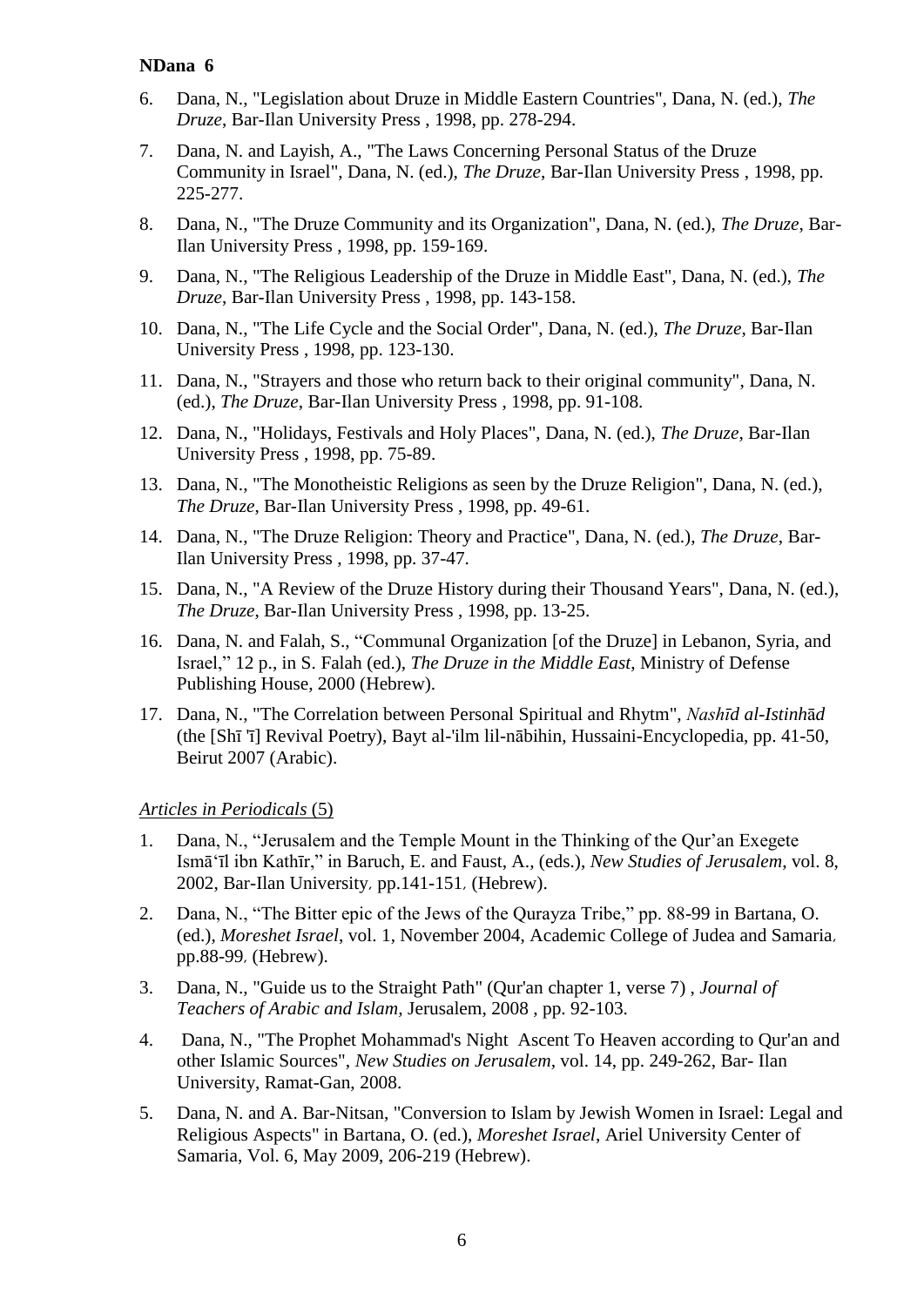6. Dana, N., "Legislation about Druze in Middle Eastern Countries", Dana, N. (ed.), *The Druze*, Bar-Ilan University Press , 1998, pp. 278-294.
7. Dana, N. and Layish, A., "The Laws Concerning Personal Status of the Druze Community in Israel", Dana, N. (ed.), *The Druze*, Bar-Ilan University Press , 1998, pp. 225-277.
8. Dana, N., "The Druze Community and its Organization", Dana, N. (ed.), *The Druze*, Bar-Ilan University Press , 1998, pp. 159-169.
9. Dana, N., "The Religious Leadership of the Druze in Middle East", Dana, N. (ed.), *The Druze*, Bar-Ilan University Press , 1998, pp. 143-158.
10. Dana, N., "The Life Cycle and the Social Order", Dana, N. (ed.), *The Druze*, Bar-Ilan University Press , 1998, pp. 123-130.
11. Dana, N., "Strayers and those who return back to their original community", Dana, N. (ed.), *The Druze*, Bar-Ilan University Press , 1998, pp. 91-108.
12. Dana, N., "Holidays, Festivals and Holy Places", Dana, N. (ed.), *The Druze*, Bar-Ilan University Press , 1998, pp. 75-89.
13. Dana, N., "The Monotheistic Religions as seen by the Druze Religion", Dana, N. (ed.), *The Druze*, Bar-Ilan University Press , 1998, pp. 49-61.
14. Dana, N., "The Druze Religion: Theory and Practice", Dana, N. (ed.), *The Druze*, Bar-Ilan University Press , 1998, pp. 37-47.
15. Dana, N., "A Review of the Druze History during their Thousand Years", Dana, N. (ed.), *The Druze*, Bar-Ilan University Press , 1998, pp. 13-25.
16. Dana, N. and Falah, S., "Communal Organization [of the Druze] in Lebanon, Syria, and Israel," 12 p., in S. Falah (ed.), *The Druze in the Middle East*, Ministry of Defense Publishing House, 2000 (Hebrew).
17. Dana, N., "The Correlation between Personal Spiritual and Rhytm", *Nashīd al-Istinhād* (the [Shī 'ī] Revival Poetry), Bayt al-'ilm lil-nābihin, Hussaini-Encyclopedia, pp. 41-50, Beirut 2007 (Arabic).

*Articles in Periodicals* (5)

1. Dana, N., "Jerusalem and the Temple Mount in the Thinking of the Qur'an Exegete Ismā'īl ibn Kathīr," in Baruch, E. and Faust, A., (eds.), *New Studies of Jerusalem*, vol. 8, 2002, Bar-Ilan University, pp.141-151, (Hebrew).
2. Dana, N., "The Bitter epic of the Jews of the Qurayza Tribe," pp. 88-99 in Bartana, O. (ed.), *Moreshet Israel*, vol. 1, November 2004, Academic College of Judea and Samaria, pp.88-99, (Hebrew).
3. Dana, N., "Guide us to the Straight Path" (Qur'an chapter 1, verse 7) , *Journal of Teachers of Arabic and Islam*, Jerusalem, 2008 , pp. 92-103.
4. Dana, N., "The Prophet Mohammad's Night Ascent To Heaven according to Qur'an and other Islamic Sources", *New Studies on Jerusalem*, vol. 14, pp. 249-262, Bar- Ilan University, Ramat-Gan, 2008.
5. Dana, N. and A. Bar-Nitsan, "Conversion to Islam by Jewish Women in Israel: Legal and Religious Aspects" in Bartana, O. (ed.), *Moreshet Israel*, Ariel University Center of Samaria, Vol. 6, May 2009, 206-219 (Hebrew).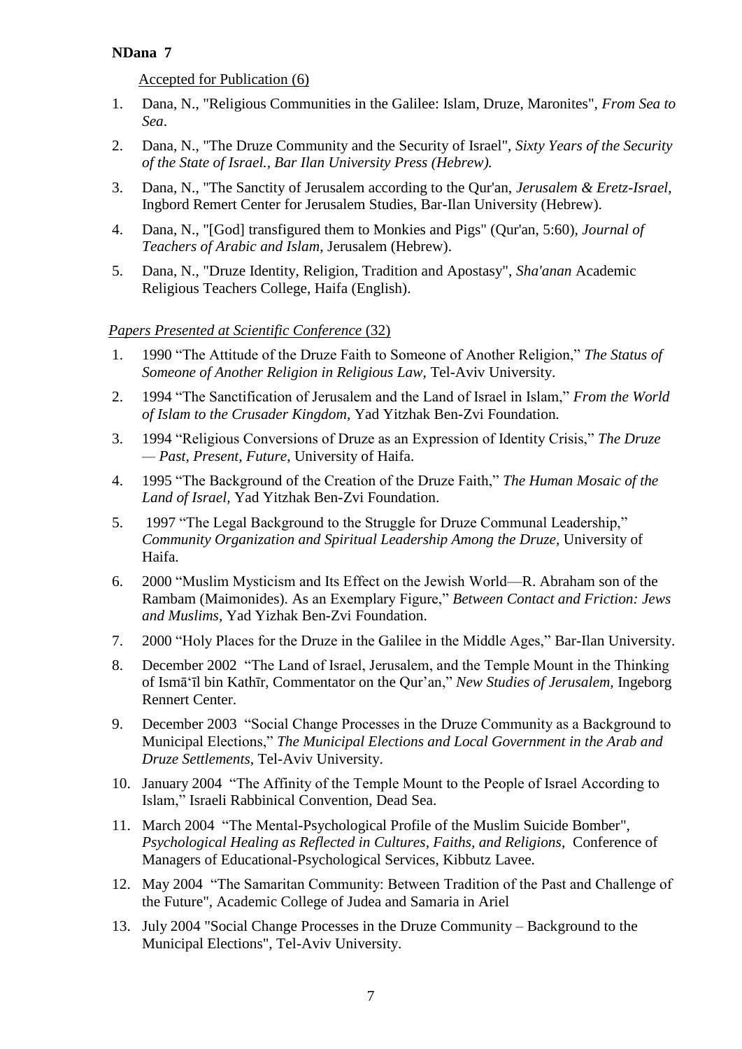Accepted for Publication (6)

1. Dana, N., "Religious Communities in the Galilee: Islam, Druze, Maronites", *From Sea to Sea*.
2. Dana, N., "The Druze Community and the Security of Israel", *Sixty Years of the Security of the State of Israel., Bar Ilan University Press (Hebrew).*
3. Dana, N., "The Sanctity of Jerusalem according to the Qur'an, *Jerusalem & Eretz-Israel*, Ingbord Remert Center for Jerusalem Studies, Bar-Ilan University (Hebrew).
4. Dana, N., "[God] transfigured them to Monkies and Pigs" (Qur'an, 5:60), *Journal of Teachers of Arabic and Islam,* Jerusalem (Hebrew).
5. Dana, N., "Druze Identity, Religion, Tradition and Apostasy", *Sha'anan* Academic Religious Teachers College, Haifa (English).

*Papers Presented at Scientific Conference* (32)

1. 1990 "The Attitude of the Druze Faith to Someone of Another Religion," *The Status of Someone of Another Religion in Religious Law,* Tel-Aviv University.
2. 1994 "The Sanctification of Jerusalem and the Land of Israel in Islam," *From the World of Islam to the Crusader Kingdom,* Yad Yitzhak Ben-Zvi Foundation.
3. 1994 "Religious Conversions of Druze as an Expression of Identity Crisis," *The Druze — Past, Present, Future*, University of Haifa.
4. 1995 "The Background of the Creation of the Druze Faith," *The Human Mosaic of the Land of Israel,* Yad Yitzhak Ben-Zvi Foundation.
5. 1997 "The Legal Background to the Struggle for Druze Communal Leadership," *Community Organization and Spiritual Leadership Among the Druze,* University of Haifa.
6. 2000 "Muslim Mysticism and Its Effect on the Jewish World—R. Abraham son of the Rambam (Maimonides). As an Exemplary Figure," *Between Contact and Friction: Jews and Muslims,* Yad Yizhak Ben-Zvi Foundation.
7. 2000 "Holy Places for the Druze in the Galilee in the Middle Ages," Bar-Ilan University.
8. December 2002 "The Land of Israel, Jerusalem, and the Temple Mount in the Thinking of Ismā'īl bin Kathīr, Commentator on the Qur'an," *New Studies of Jerusalem,* Ingeborg Rennert Center.
9. December 2003 "Social Change Processes in the Druze Community as a Background to Municipal Elections," *The Municipal Elections and Local Government in the Arab and Druze Settlements,* Tel-Aviv University.
10. January 2004 "The Affinity of the Temple Mount to the People of Israel According to Islam," Israeli Rabbinical Convention, Dead Sea.
11. March 2004 "The Mental-Psychological Profile of the Muslim Suicide Bomber", *Psychological Healing as Reflected in Cultures, Faiths, and Religions,* Conference of Managers of Educational-Psychological Services, Kibbutz Lavee.
12. May 2004 "The Samaritan Community: Between Tradition of the Past and Challenge of the Future", Academic College of Judea and Samaria in Ariel
13. July 2004 "Social Change Processes in the Druze Community – Background to the Municipal Elections", Tel-Aviv University.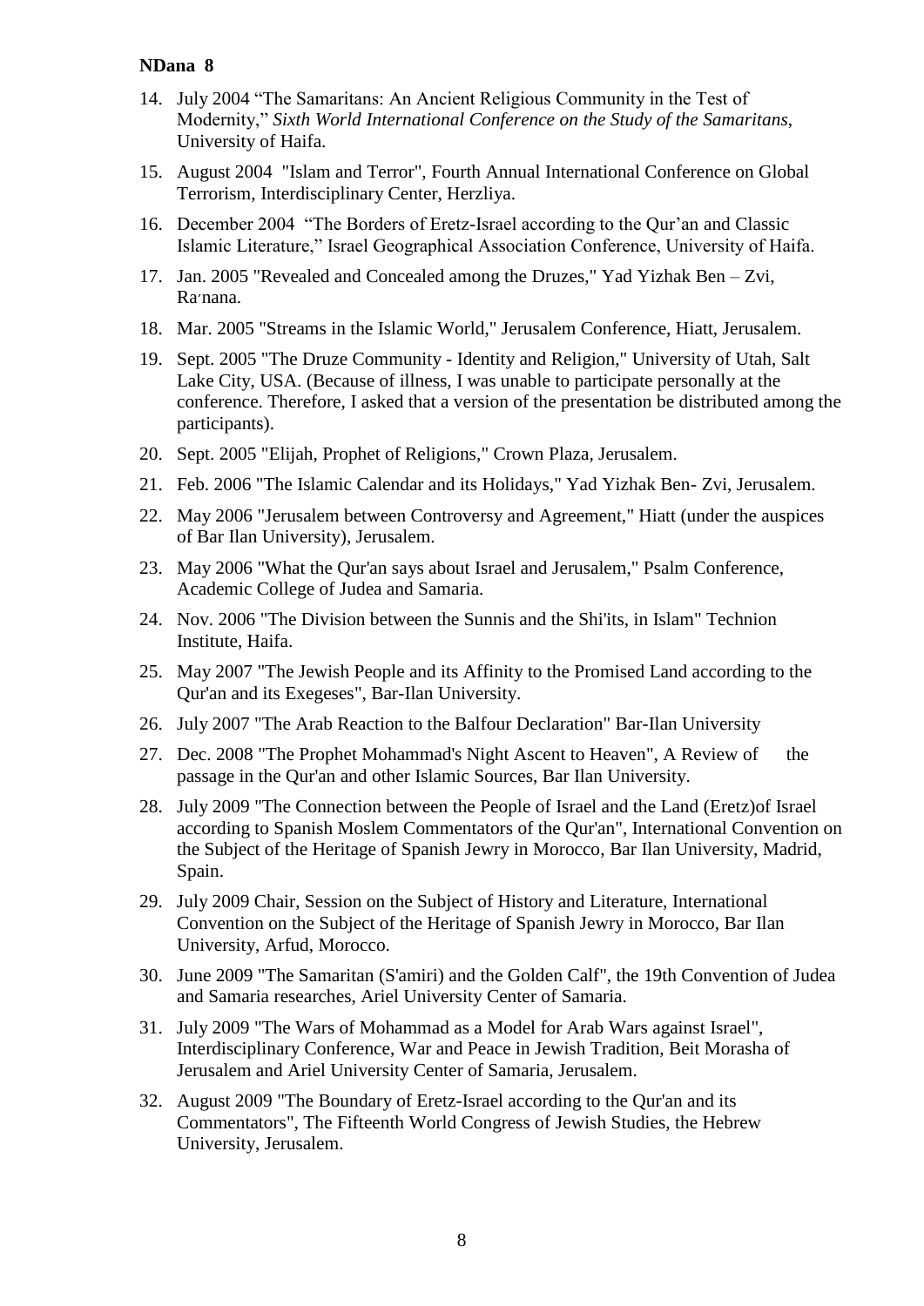14. July 2004 “The Samaritans: An Ancient Religious Community in the Test of Modernity,” *Sixth World International Conference on the Study of the Samaritans*, University of Haifa.

15. August 2004 "Islam and Terror", Fourth Annual International Conference on Global Terrorism, Interdisciplinary Center, Herzliya.

16. December 2004 “The Borders of Eretz-Israel according to the Qur’an and Classic Islamic Literature,” Israel Geographical Association Conference, University of Haifa.

17. Jan. 2005 "Revealed and Concealed among the Druzes," Yad Yizhak Ben – Zvi, Ra׳nana.

18. Mar. 2005 "Streams in the Islamic World," Jerusalem Conference, Hiatt, Jerusalem.

19. Sept. 2005 "The Druze Community - Identity and Religion," University of Utah, Salt Lake City, USA. (Because of illness, I was unable to participate personally at the conference. Therefore, I asked that a version of the presentation be distributed among the participants).

20. Sept. 2005 "Elijah, Prophet of Religions," Crown Plaza, Jerusalem.

21. Feb. 2006 "The Islamic Calendar and its Holidays," Yad Yizhak Ben- Zvi, Jerusalem.

22. May 2006 "Jerusalem between Controversy and Agreement," Hiatt (under the auspices of Bar Ilan University), Jerusalem.

23. May 2006 "What the Qur'an says about Israel and Jerusalem," Psalm Conference, Academic College of Judea and Samaria.

24. Nov. 2006 "The Division between the Sunnis and the Shi'its, in Islam" Technion Institute, Haifa.

25. May 2007 "The Jewish People and its Affinity to the Promised Land according to the Qur'an and its Exegeses", Bar-Ilan University.

26. July 2007 "The Arab Reaction to the Balfour Declaration" Bar-Ilan University

27. Dec. 2008 "The Prophet Mohammad's Night Ascent to Heaven", A Review of the passage in the Qur'an and other Islamic Sources, Bar Ilan University.

28. July 2009 "The Connection between the People of Israel and the Land (Eretz)of Israel according to Spanish Moslem Commentators of the Qur'an", International Convention on the Subject of the Heritage of Spanish Jewry in Morocco, Bar Ilan University, Madrid, Spain.

29. July 2009 Chair, Session on the Subject of History and Literature, International Convention on the Subject of the Heritage of Spanish Jewry in Morocco, Bar Ilan University, Arfud, Morocco.

30. June 2009 "The Samaritan (S'amiri) and the Golden Calf", the 19th Convention of Judea and Samaria researches, Ariel University Center of Samaria.

31. July 2009 "The Wars of Mohammad as a Model for Arab Wars against Israel", Interdisciplinary Conference, War and Peace in Jewish Tradition, Beit Morasha of Jerusalem and Ariel University Center of Samaria, Jerusalem.

32. August 2009 "The Boundary of Eretz-Israel according to the Qur'an and its Commentators", The Fifteenth World Congress of Jewish Studies, the Hebrew University, Jerusalem.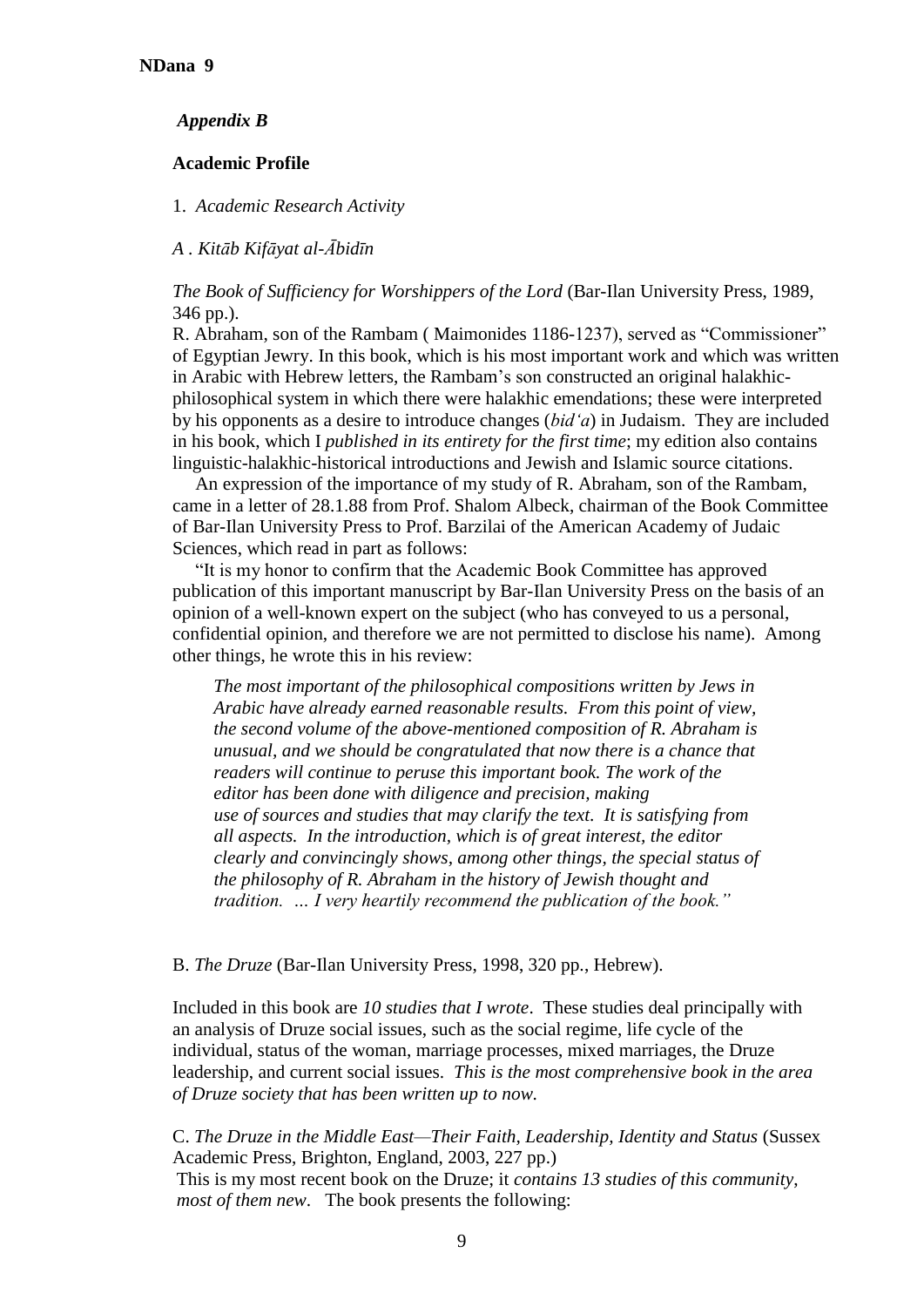*Appendix B*

**Academic Profile**

1. *Academic Research Activity*

*A . Kitāb Kifāyat al-Ābidīn*

*The Book of Sufficiency for Worshippers of the Lord* (Bar-Ilan University Press, 1989, 346 pp.).

R. Abraham, son of the Rambam ( Maimonides 1186-1237), served as "Commissioner" of Egyptian Jewry. In this book, which is his most important work and which was written in Arabic with Hebrew letters, the Rambam's son constructed an original halakhic-philosophical system in which there were halakhic emendations; these were interpreted by his opponents as a desire to introduce changes (*bid'a*) in Judaism. They are included in his book, which I *published in its entirety for the first time*; my edition also contains linguistic-halakhic-historical introductions and Jewish and Islamic source citations.

An expression of the importance of my study of R. Abraham, son of the Rambam, came in a letter of 28.1.88 from Prof. Shalom Albeck, chairman of the Book Committee of Bar-Ilan University Press to Prof. Barzilai of the American Academy of Judaic Sciences, which read in part as follows:

"It is my honor to confirm that the Academic Book Committee has approved publication of this important manuscript by Bar-Ilan University Press on the basis of an opinion of a well-known expert on the subject (who has conveyed to us a personal, confidential opinion, and therefore we are not permitted to disclose his name). Among other things, he wrote this in his review:

> *The most important of the philosophical compositions written by Jews in Arabic have already earned reasonable results. From this point of view, the second volume of the above-mentioned composition of R. Abraham is unusual, and we should be congratulated that now there is a chance that readers will continue to peruse this important book. The work of the editor has been done with diligence and precision, making use of sources and studies that may clarify the text. It is satisfying from all aspects. In the introduction, which is of great interest, the editor clearly and convincingly shows, among other things, the special status of the philosophy of R. Abraham in the history of Jewish thought and tradition. … I very heartily recommend the publication of the book."*

B. *The Druze* (Bar-Ilan University Press, 1998, 320 pp., Hebrew).

Included in this book are *10 studies that I wrote*. These studies deal principally with an analysis of Druze social issues, such as the social regime, life cycle of the individual, status of the woman, marriage processes, mixed marriages, the Druze leadership, and current social issues. *This is the most comprehensive book in the area of Druze society that has been written up to now.*

C. *The Druze in the Middle East—Their Faith, Leadership, Identity and Status* (Sussex Academic Press, Brighton, England, 2003, 227 pp.)

This is my most recent book on the Druze; it *contains 13 studies of this community, most of them new*. The book presents the following: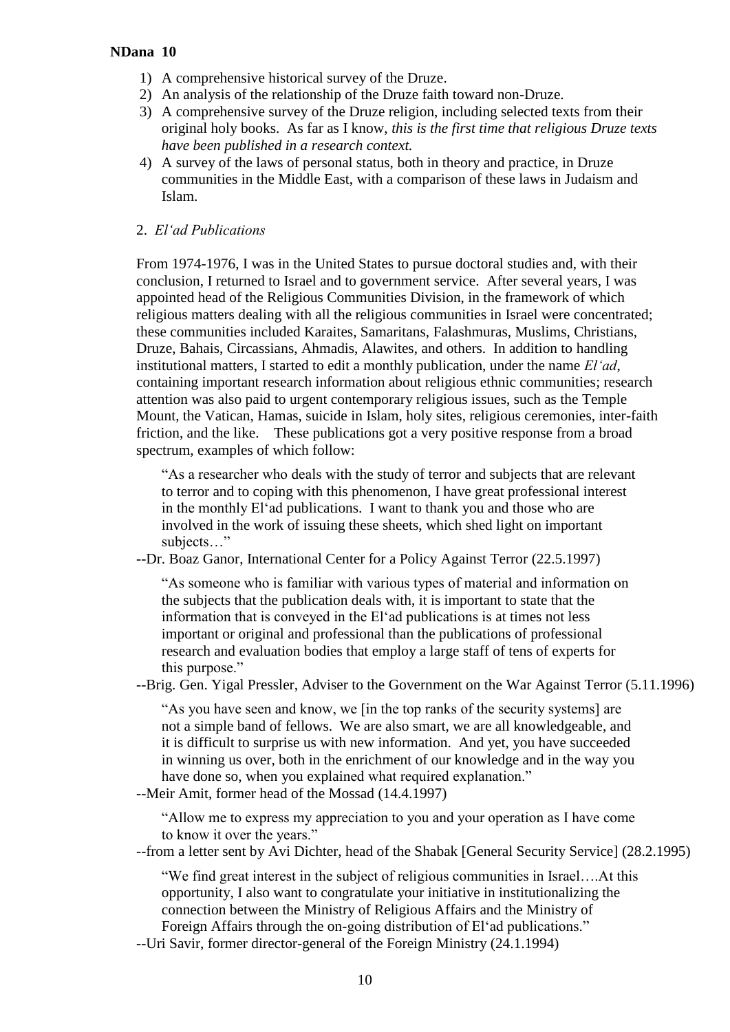1) A comprehensive historical survey of the Druze.
2) An analysis of the relationship of the Druze faith toward non-Druze.
3) A comprehensive survey of the Druze religion, including selected texts from their original holy books. As far as I know, *this is the first time that religious Druze texts have been published in a research context.*
4) A survey of the laws of personal status, both in theory and practice, in Druze communities in the Middle East, with a comparison of these laws in Judaism and Islam.

2. *El'ad Publications*

From 1974-1976, I was in the United States to pursue doctoral studies and, with their conclusion, I returned to Israel and to government service. After several years, I was appointed head of the Religious Communities Division, in the framework of which religious matters dealing with all the religious communities in Israel were concentrated; these communities included Karaites, Samaritans, Falashmuras, Muslims, Christians, Druze, Bahais, Circassians, Ahmadis, Alawites, and others. In addition to handling institutional matters, I started to edit a monthly publication, under the name *El'ad*, containing important research information about religious ethnic communities; research attention was also paid to urgent contemporary religious issues, such as the Temple Mount, the Vatican, Hamas, suicide in Islam, holy sites, religious ceremonies, inter-faith friction, and the like. These publications got a very positive response from a broad spectrum, examples of which follow:

> "As a researcher who deals with the study of terror and subjects that are relevant to terror and to coping with this phenomenon, I have great professional interest in the monthly El'ad publications. I want to thank you and those who are involved in the work of issuing these sheets, which shed light on important subjects…"

--Dr. Boaz Ganor, International Center for a Policy Against Terror (22.5.1997)

> "As someone who is familiar with various types of material and information on the subjects that the publication deals with, it is important to state that the information that is conveyed in the El'ad publications is at times not less important or original and professional than the publications of professional research and evaluation bodies that employ a large staff of tens of experts for this purpose."

--Brig. Gen. Yigal Pressler, Adviser to the Government on the War Against Terror (5.11.1996)

> "As you have seen and know, we [in the top ranks of the security systems] are not a simple band of fellows. We are also smart, we are all knowledgeable, and it is difficult to surprise us with new information. And yet, you have succeeded in winning us over, both in the enrichment of our knowledge and in the way you have done so, when you explained what required explanation."

--Meir Amit, former head of the Mossad (14.4.1997)

> "Allow me to express my appreciation to you and your operation as I have come to know it over the years."

--from a letter sent by Avi Dichter, head of the Shabak [General Security Service] (28.2.1995)

> "We find great interest in the subject of religious communities in Israel….At this opportunity, I also want to congratulate your initiative in institutionalizing the connection between the Ministry of Religious Affairs and the Ministry of Foreign Affairs through the on-going distribution of El'ad publications."

--Uri Savir, former director-general of the Foreign Ministry (24.1.1994)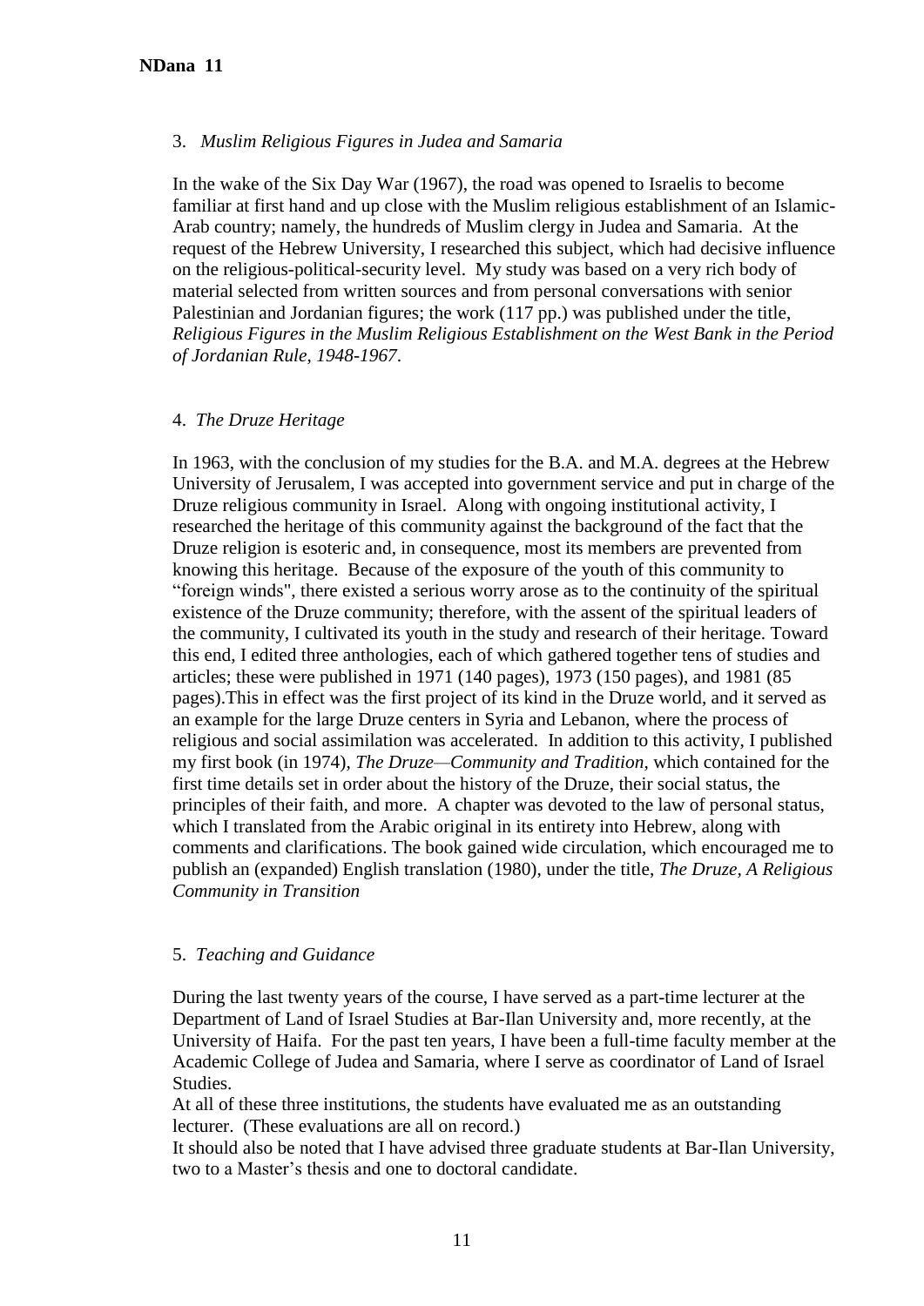### 3. *Muslim Religious Figures in Judea and Samaria*

In the wake of the Six Day War (1967), the road was opened to Israelis to become familiar at first hand and up close with the Muslim religious establishment of an Islamic-Arab country; namely, the hundreds of Muslim clergy in Judea and Samaria. At the request of the Hebrew University, I researched this subject, which had decisive influence on the religious-political-security level. My study was based on a very rich body of material selected from written sources and from personal conversations with senior Palestinian and Jordanian figures; the work (117 pp.) was published under the title, *Religious Figures in the Muslim Religious Establishment on the West Bank in the Period of Jordanian Rule, 1948-1967*.

### 4. *The Druze Heritage*

In 1963, with the conclusion of my studies for the B.A. and M.A. degrees at the Hebrew University of Jerusalem, I was accepted into government service and put in charge of the Druze religious community in Israel. Along with ongoing institutional activity, I researched the heritage of this community against the background of the fact that the Druze religion is esoteric and, in consequence, most its members are prevented from knowing this heritage. Because of the exposure of the youth of this community to "foreign winds", there existed a serious worry arose as to the continuity of the spiritual existence of the Druze community; therefore, with the assent of the spiritual leaders of the community, I cultivated its youth in the study and research of their heritage. Toward this end, I edited three anthologies, each of which gathered together tens of studies and articles; these were published in 1971 (140 pages), 1973 (150 pages), and 1981 (85 pages).This in effect was the first project of its kind in the Druze world, and it served as an example for the large Druze centers in Syria and Lebanon, where the process of religious and social assimilation was accelerated. In addition to this activity, I published my first book (in 1974), *The Druze—Community and Tradition*, which contained for the first time details set in order about the history of the Druze, their social status, the principles of their faith, and more. A chapter was devoted to the law of personal status, which I translated from the Arabic original in its entirety into Hebrew, along with comments and clarifications. The book gained wide circulation, which encouraged me to publish an (expanded) English translation (1980), under the title, *The Druze, A Religious Community in Transition*

### 5. *Teaching and Guidance*

During the last twenty years of the course, I have served as a part-time lecturer at the Department of Land of Israel Studies at Bar-Ilan University and, more recently, at the University of Haifa. For the past ten years, I have been a full-time faculty member at the Academic College of Judea and Samaria, where I serve as coordinator of Land of Israel Studies.

At all of these three institutions, the students have evaluated me as an outstanding lecturer. (These evaluations are all on record.)

It should also be noted that I have advised three graduate students at Bar-Ilan University, two to a Master's thesis and one to doctoral candidate.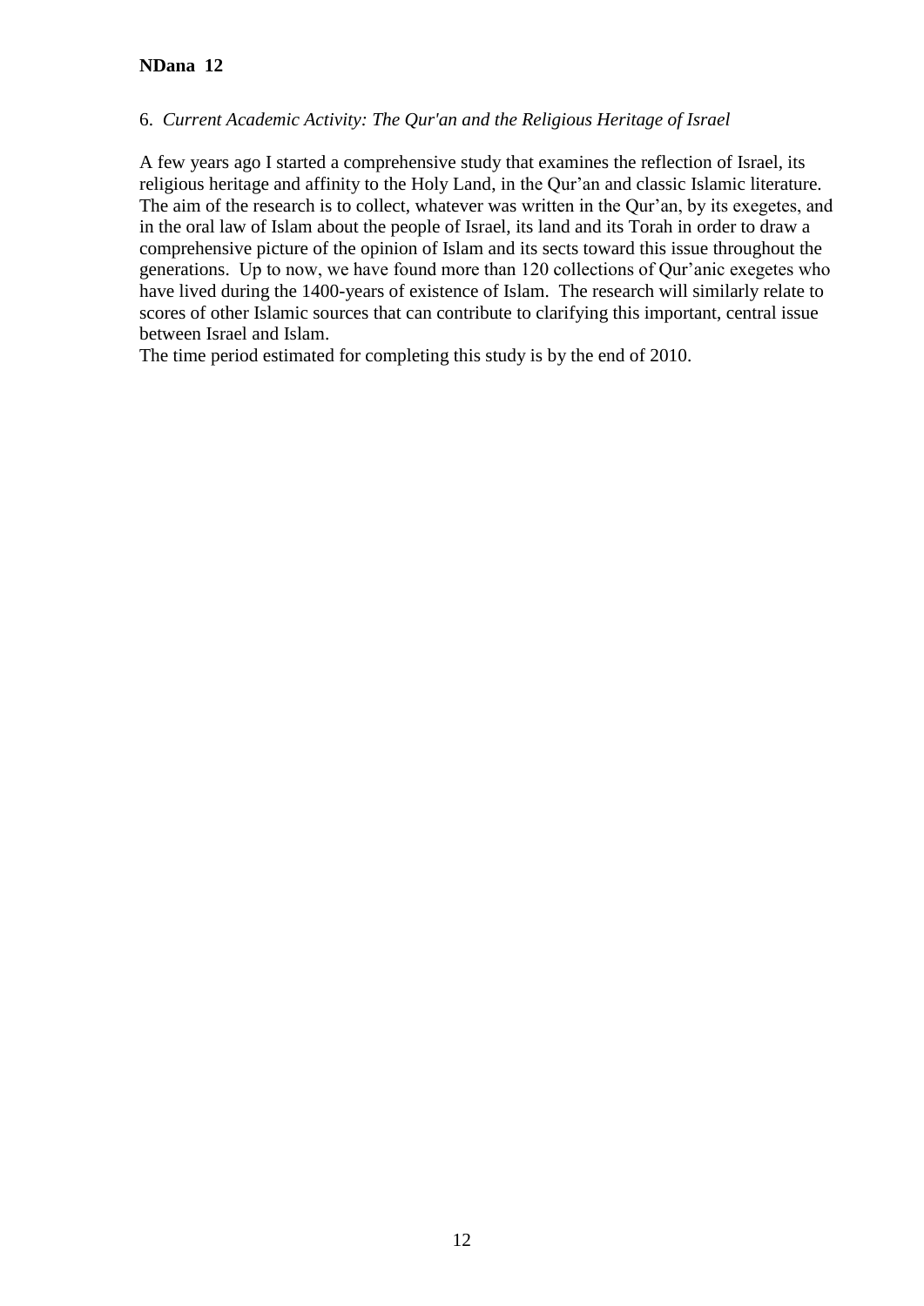6. *Current Academic Activity: The Qur'an and the Religious Heritage of Israel*

A few years ago I started a comprehensive study that examines the reflection of Israel, its religious heritage and affinity to the Holy Land, in the Qur'an and classic Islamic literature. The aim of the research is to collect, whatever was written in the Qur'an, by its exegetes, and in the oral law of Islam about the people of Israel, its land and its Torah in order to draw a comprehensive picture of the opinion of Islam and its sects toward this issue throughout the generations. Up to now, we have found more than 120 collections of Qur'anic exegetes who have lived during the 1400-years of existence of Islam. The research will similarly relate to scores of other Islamic sources that can contribute to clarifying this important, central issue between Israel and Islam.

The time period estimated for completing this study is by the end of 2010.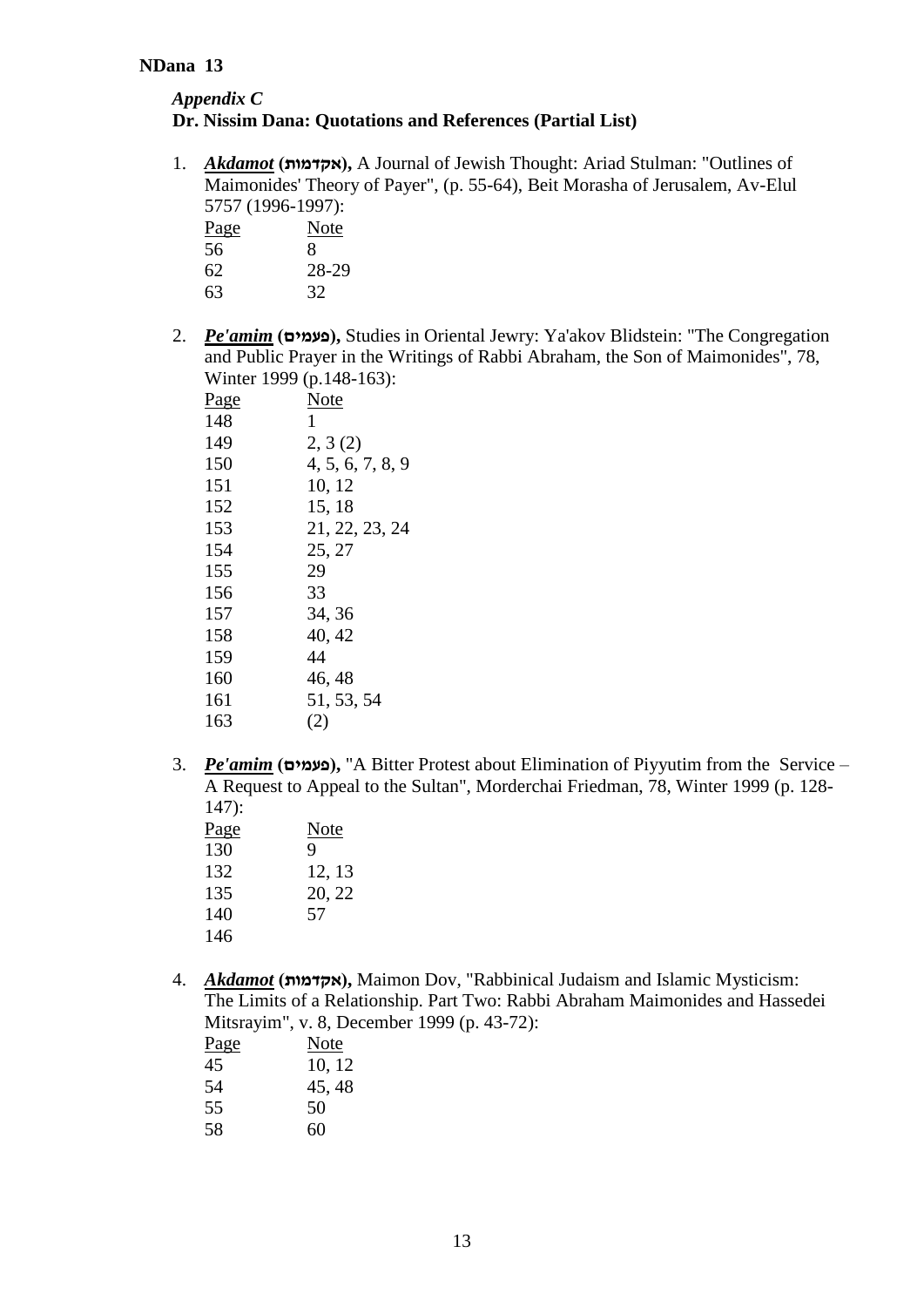*Appendix C*

**Dr. Nissim Dana: Quotations and References (Partial List)**

1. ***Akdamot*** **(אקדמות),** A Journal of Jewish Thought: Ariad Stulman: "Outlines of Maimonides' Theory of Payer", (p. 55-64), Beit Morasha of Jerusalem, Av-Elul 5757 (1996-1997):

| Page | Note |
|---|---|
| 56 | 8 |
| 62 | 28-29 |
| 63 | 32 |

2. ***Pe'amim*** **(פעמים),** Studies in Oriental Jewry: Ya'akov Blidstein: "The Congregation and Public Prayer in the Writings of Rabbi Abraham, the Son of Maimonides", 78, Winter 1999 (p.148-163):

| Page | Note |
|---|---|
| 148 | 1 |
| 149 | 2, 3 (2) |
| 150 | 4, 5, 6, 7, 8, 9 |
| 151 | 10, 12 |
| 152 | 15, 18 |
| 153 | 21, 22, 23, 24 |
| 154 | 25, 27 |
| 155 | 29 |
| 156 | 33 |
| 157 | 34, 36 |
| 158 | 40, 42 |
| 159 | 44 |
| 160 | 46, 48 |
| 161 | 51, 53, 54 |
| 163 | (2) |

3. ***Pe'amim*** **(פעמים),** "A Bitter Protest about Elimination of Piyyutim from the Service – A Request to Appeal to the Sultan", Morderchai Friedman, 78, Winter 1999 (p. 128-147):

| Page | Note |
|---|---|
| 130 | 9 |
| 132 | 12, 13 |
| 135 | 20, 22 |
| 140 | 57 |
| 146 | |

4. ***Akdamot*** **(אקדמות),** Maimon Dov, "Rabbinical Judaism and Islamic Mysticism: The Limits of a Relationship. Part Two: Rabbi Abraham Maimonides and Hassedei Mitsrayim", v. 8, December 1999 (p. 43-72):

| Page | Note |
|---|---|
| 45 | 10, 12 |
| 54 | 45, 48 |
| 55 | 50 |
| 58 | 60 |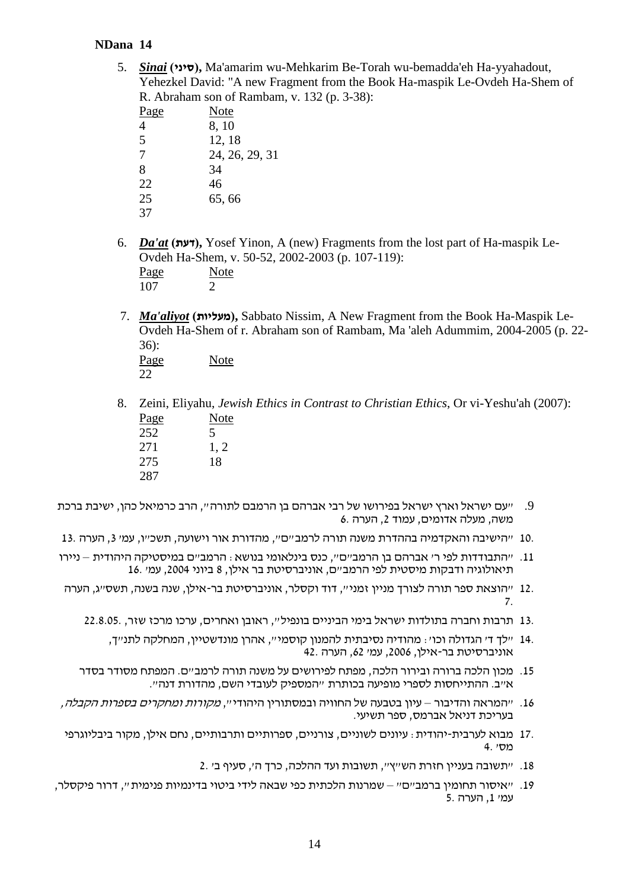**NDana 14**

5. ***Sinai* (סיני),** Ma'amarim wu-Mehkarim Be-Torah wu-bemadda'eh Ha-yyahadout, Yehezkel David: "A new Fragment from the Book Ha-maspik Le-Ovdeh Ha-Shem of R. Abraham son of Rambam, v. 132 (p. 3-38):

| Page | Note |
| --- | --- |
| 4 | 8, 10 |
| 5 | 12, 18 |
| 7 | 24, 26, 29, 31 |
| 8 | 34 |
| 22 | 46 |
| 25 | 65, 66 |
| 37 | |

6. ***Da'at* (דעת),** Yosef Yinon, A (new) Fragments from the lost part of Ha-maspik Le-Ovdeh Ha-Shem, v. 50-52, 2002-2003 (p. 107-119):

| Page | Note |
| --- | --- |
| 107 | 2 |

7. ***Ma'aliyot* (מעליות),** Sabbato Nissim, A New Fragment from the Book Ha-Maspik Le-Ovdeh Ha-Shem of r. Abraham son of Rambam, Ma 'aleh Adummim, 2004-2005 (p. 22-36):

| Page | Note |
| --- | --- |
| 22 | |

8. Zeini, Eliyahu, *Jewish Ethics in Contrast to Christian Ethics*, Or vi-Yeshu'ah (2007):

| Page | Note |
| --- | --- |
| 252 | 5 |
| 271 | 1, 2 |
| 275 | 18 |
| 287 | |

9. "עם ישראל וארץ ישראל בפירושו של רבי אברהם בן הרמבם לתורה", הרב כרמיאל כהן, ישיבת ברכת משה, מעלה אדומים, עמוד 2, הערה 6.

10. "הישיבה והאקדמיה בההדרת משנה תורה לרמב"ם", מהדורת אור וישועה, תשכ"ו, עמ' 3, הערה 13.

11. "התבודדות לפי ר' אברהם בן הרמב"ם", כנס בינלאומי בנושא: הרמב"ם במיסטיקה היהודית – ניירו תיאולוגיה ודבקות מיסטית לפי הרמב"ם, אוניברסיטת בר אילן, 8 ביוני 2004, עמ' 16.

12. "הוצאת ספר תורה לצורך מניין זמני", דוד וקסלר, אוניברסיטת בר-אילן, שנה בשנה, תשס"ג, הערה 7.

13. תרבות וחברה בתולדות ישראל בימי הביניים בונפיל", ראובן ואחרים, ערכו מרכז שזר, 22.8.05.

14. "לך ד' הגדולה וכו': מהודיה נסיבתית להמנון קוסמי", אהרן מונדשטיין, המחלקה לתנ"ך, אוניברסיטת בר-אילן, 2006, עמ' 62, הערה 42.

15. מכון הלכה ברורה ובירור הלכה, מפתח לפירושים על משנה תורה לרמב"ם. המפתח מסודר בסדר א"ב. ההתייחסות לספרי מופיעה בכותרת "המספיק לעובדי השם, מהדורת דנה".

16. "המראה והדיבור – עיון בטבעה של החוויה ובמסתורין היהודי", *מקורות ומחקרים בספרות הקבלה*, בעריכת דניאל אברמס, ספר תשיעי.

17. מבוא לערבית-יהודית: עיונים לשוניים, צורניים, ספרותיים ותרבותיים, נחם אילן, מקור ביבליוגרפי מס' 4.

18. "תשובה בעניין חזרת הש"ץ", תשובות ועד ההלכה, כרך ה', סעיף ב' 2.

19. "איסור תחומין ברמב"ם" – שמרנות הלכתית כפי שבאה לידי ביטוי בדינמיות פנימית", דרור פיקסלר, עמ' 1, הערה 5.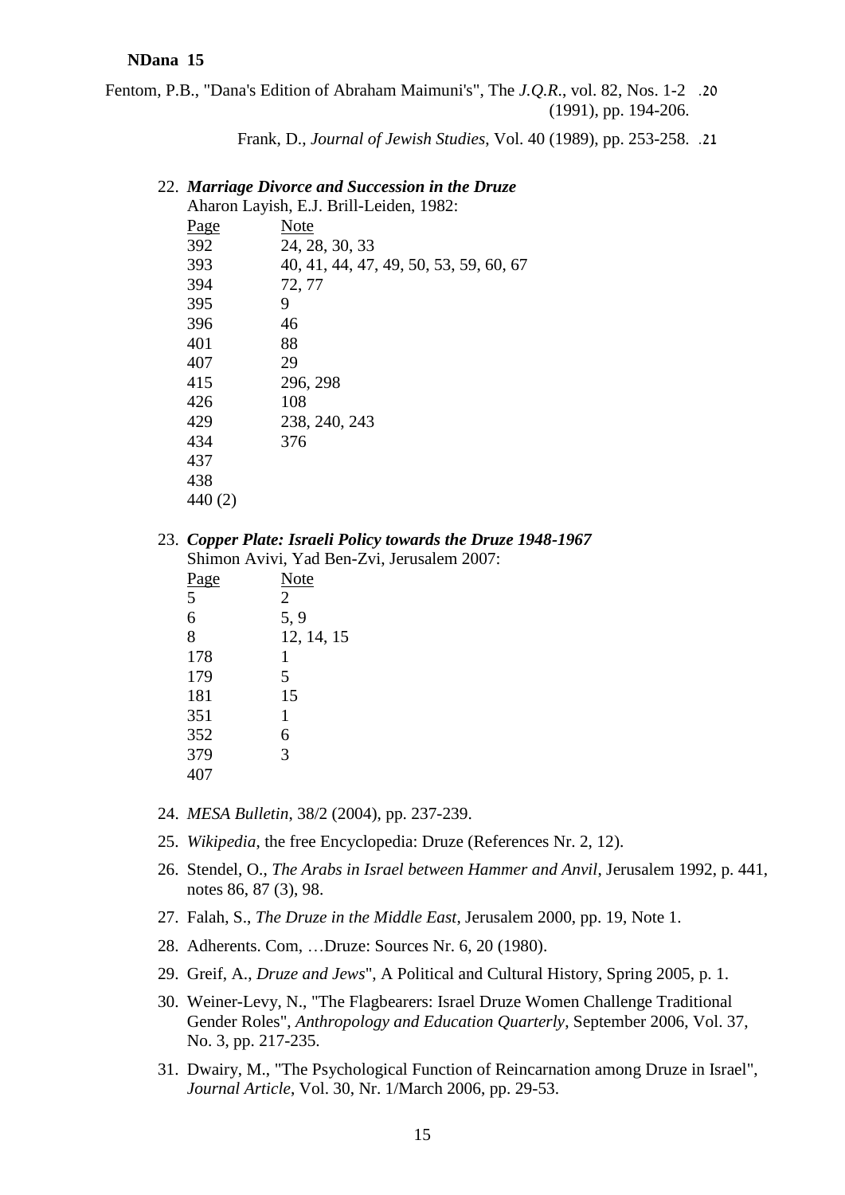20. Fentom, P.B., "Dana's Edition of Abraham Maimuni's", The *J.Q.R.*, vol. 82, Nos. 1-2 (1991), pp. 194-206.

21. Frank, D., *Journal of Jewish Studies*, Vol. 40 (1989), pp. 253-258.

22. ***Marriage Divorce and Succession in the Druze***
    Aharon Layish, E.J. Brill-Leiden, 1982:

| Page | Note |
|---|---|
| 392 | 24, 28, 30, 33 |
| 393 | 40, 41, 44, 47, 49, 50, 53, 59, 60, 67 |
| 394 | 72, 77 |
| 395 | 9 |
| 396 | 46 |
| 401 | 88 |
| 407 | 29 |
| 415 | 296, 298 |
| 426 | 108 |
| 429 | 238, 240, 243 |
| 434 | 376 |
| 437 | |
| 438 | |
| 440 (2) | |

23. ***Copper Plate: Israeli Policy towards the Druze 1948-1967***
    Shimon Avivi, Yad Ben-Zvi, Jerusalem 2007:

| Page | Note |
|---|---|
| 5 | 2 |
| 6 | 5, 9 |
| 8 | 12, 14, 15 |
| 178 | 1 |
| 179 | 5 |
| 181 | 15 |
| 351 | 1 |
| 352 | 6 |
| 379 | 3 |
| 407 | |

24. *MESA Bulletin*, 38/2 (2004), pp. 237-239.
25. *Wikipedia*, the free Encyclopedia: Druze (References Nr. 2, 12).
26. Stendel, O., *The Arabs in Israel between Hammer and Anvil*, Jerusalem 1992, p. 441, notes 86, 87 (3), 98.
27. Falah, S., *The Druze in the Middle East*, Jerusalem 2000, pp. 19, Note 1.
28. Adherents. Com, …Druze: Sources Nr. 6, 20 (1980).
29. Greif, A., *Druze and Jews*", A Political and Cultural History, Spring 2005, p. 1.
30. Weiner-Levy, N., "The Flagbearers: Israel Druze Women Challenge Traditional Gender Roles", *Anthropology and Education Quarterly*, September 2006, Vol. 37, No. 3, pp. 217-235.
31. Dwairy, M., "The Psychological Function of Reincarnation among Druze in Israel", *Journal Article*, Vol. 30, Nr. 1/March 2006, pp. 29-53.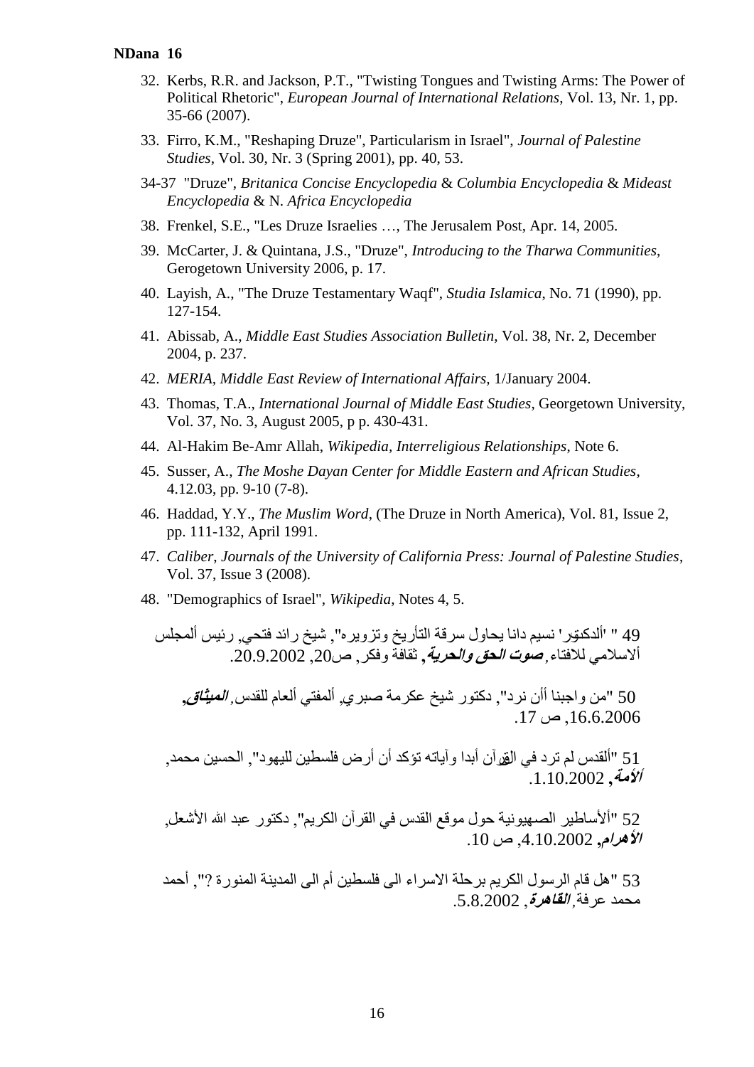32. Kerbs, R.R. and Jackson, P.T., "Twisting Tongues and Twisting Arms: The Power of Political Rhetoric", *European Journal of International Relations*, Vol. 13, Nr. 1, pp. 35-66 (2007).
33. Firro, K.M., "Reshaping Druze", Particularism in Israel", *Journal of Palestine Studies*, Vol. 30, Nr. 3 (Spring 2001), pp. 40, 53.

34-37 "Druze", *Britanica Concise Encyclopedia* & *Columbia Encyclopedia* & *Mideast Encyclopedia* & N. *Africa Encyclopedia*

38. Frenkel, S.E., "Les Druze Israelies …, The Jerusalem Post, Apr. 14, 2005.
39. McCarter, J. & Quintana, J.S., "Druze", *Introducing to the Tharwa Communities*, Gerogetown University 2006, p. 17.
40. Layish, A., "The Druze Testamentary Waqf", *Studia Islamica*, No. 71 (1990), pp. 127-154.
41. Abissab, A., *Middle East Studies Association Bulletin*, Vol. 38, Nr. 2, December 2004, p. 237.
42. *MERIA, Middle East Review of International Affairs,* 1/January 2004.
43. Thomas, T.A., *International Journal of Middle East Studies*, Georgetown University, Vol. 37, No. 3, August 2005, p p. 430-431.
44. Al-Hakim Be-Amr Allah, *Wikipedia, Interreligious Relationships*, Note 6.
45. Susser, A., *The Moshe Dayan Center for Middle Eastern and African Studies*, 4.12.03, pp. 9-10 (7-8).
46. Haddad, Y.Y., *The Muslim Word*, (The Druze in North America), Vol. 81, Issue 2, pp. 111-132, April 1991.
47. *Caliber*, *Journals of the University of California Press: Journal of Palestine Studies*, Vol. 37, Issue 3 (2008).
48. "Demographics of Israel", *Wikipedia*, Notes 4, 5.

49 " 'ألدكتور' نسيم دانا يحاول سرقة التأريخ وتزويره", شيخ رائد فتحي, رئيس ألمجلس ألاسلامي للافتاء, ***صوت الحق والحرية***, ثقافة وفكر, ص20, 20.9.2002.

50 "من واجبنا أأن نرد", دكتور شيخ عكرمة صبري, ألمفتي ألعام للقدس, ***الميثاق***, 16.6.2006, ص 17.

51 "ألقدس لم ترد في القرآن أبدا وآياته تؤكد أن أرض فلسطين لليهود", الحسين محمد, ***ألأمة***, 1.10.2002.

52 "ألأساطير الصهيونية حول موقع القدس في القرآن الكريم", دكتور عبد الله الأشعل, ***الأهرام***, 4.10.2002, ص 10.

53 "هل قام الرسول الكريم برحلة الاسراء الى فلسطين أم الى المدينة المنورة ?", أحمد محمد عرفة, ***القاهرة***, 5.8.2002.